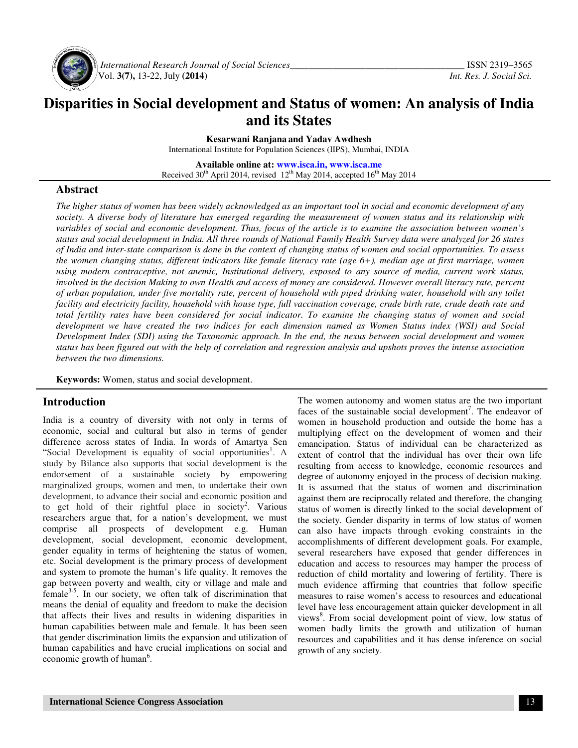# Disparities in Social development and Status of women: An analysis of India and its States

**Kesarwani Ranjana and Yadav Awdhesh**

International Institute for Population Sciences (IIPS), Mumbai, INDIA

**Available online at: www.isca.in, www.isca.me**

Received 30th April 2014, revised 12th May 2014, accepted 16th May 2014

## Abstract

*The higher status of women has been widely acknowledged as an important tool in social and economic development of any society. A diverse body of literature has emerged regarding the measurement of women status and its relationship with variables of social and economic development. Thus, focus of the article is to examine the association between women's status and social development in India. All three rounds of National Family Health Survey data were analyzed for 26 states of India and inter-state comparison is done in the context of changing status of women and social opportunities. To assess the women changing status, different indicators like female literacy rate (age 6+), median age at first marriage, women using modern contraceptive, not anemic, Institutional delivery, exposed to any source of media, current work status, involved in the decision Making to own Health and access of money are considered. However overall literacy rate, percent of urban population, under five mortality rate, percent of household with piped drinking water, household with any toilet facility and electricity facility, household with house type, full vaccination coverage, crude birth rate, crude death rate and total fertility rates have been considered for social indicator. To examine the changing status of women and social development we have created the two indices for each dimension named as Women Status index (WSI) and Social Development Index (SDI) using the Taxonomic approach. In the end, the nexus between social development and women status has been figured out with the help of correlation and regression analysis and upshots proves the intense association between the two dimensions.*

**Keywords:** Women, status and social development.

## Introduction

India is a country of diversity with not only in terms of economic, social and cultural but also in terms of gender difference across states of India. In words of Amartya Sen "Social Development is equality of social opportunities[1]. A study by Bilance also supports that social development is the endorsement of a sustainable society by empowering marginalized groups, women and men, to undertake their own development, to advance their social and economic position and to get hold of their rightful place in society[2]. Various researchers argue that, for a nation's development, we must comprise all prospects of development e.g. Human development, social development, economic development, gender equality in terms of heightening the status of women, etc. Social development is the primary process of development and system to promote the human's life quality. It removes the gap between poverty and wealth, city or village and male and female[3-5]. In our society, we often talk of discrimination that means the denial of equality and freedom to make the decision that affects their lives and results in widening disparities in human capabilities between male and female. It has been seen that gender discrimination limits the expansion and utilization of human capabilities and have crucial implications on social and economic growth of human[6].

The women autonomy and women status are the two important faces of the sustainable social development[7]. The endeavor of women in household production and outside the home has a multiplying effect on the development of women and their emancipation. Status of individual can be characterized as extent of control that the individual has over their own life resulting from access to knowledge, economic resources and degree of autonomy enjoyed in the process of decision making. It is assumed that the status of women and discrimination against them are reciprocally related and therefore, the changing status of women is directly linked to the social development of the society. Gender disparity in terms of low status of women can also have impacts through evoking constraints in the accomplishments of different development goals. For example, several researchers have exposed that gender differences in education and access to resources may hamper the process of reduction of child mortality and lowering of fertility. There is much evidence affirming that countries that follow specific measures to raise women's access to resources and educational level have less encouragement attain quicker development in all views[8]. From social development point of view, low status of women badly limits the growth and utilization of human resources and capabilities and it has dense inference on social growth of any society.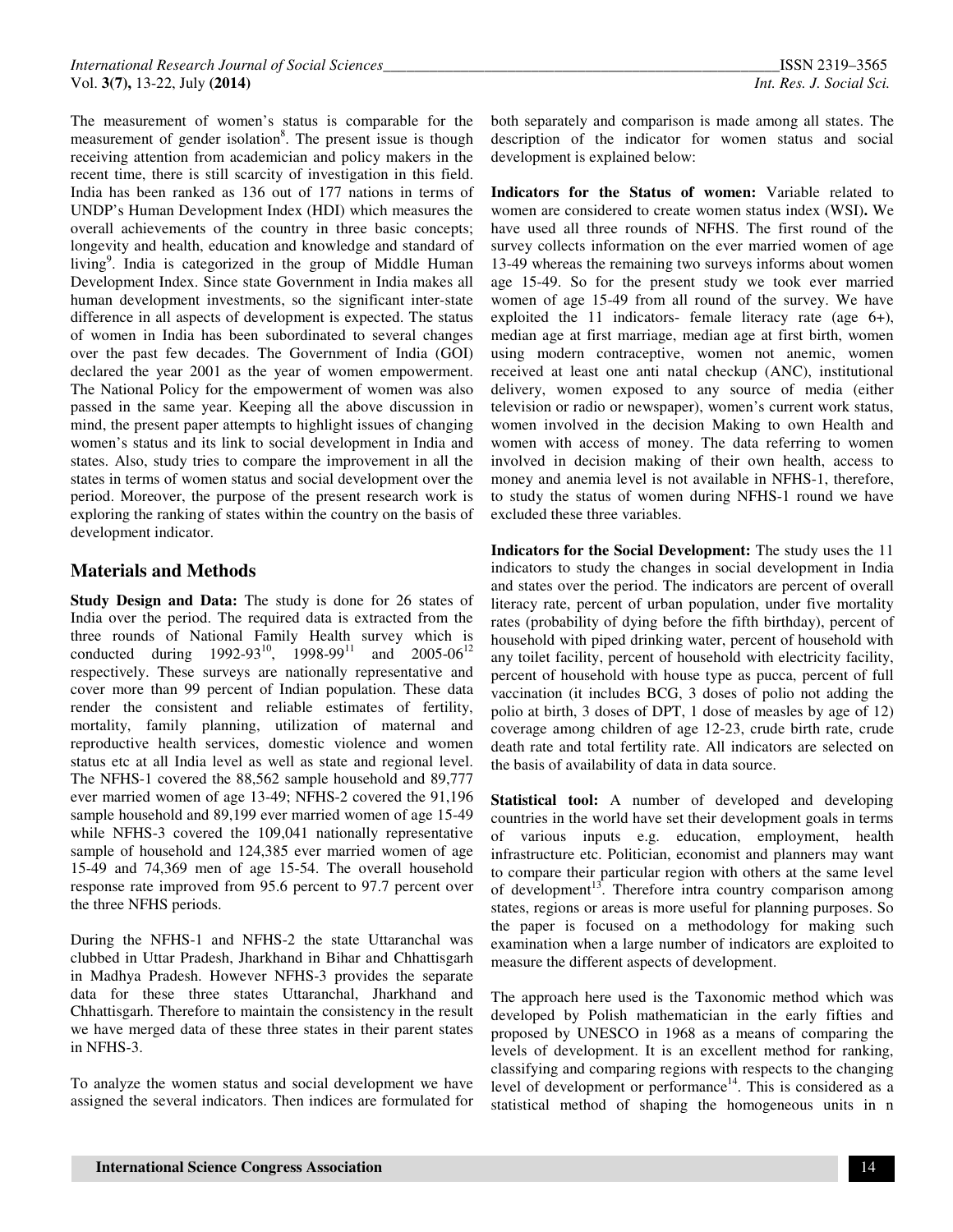The measurement of women's status is comparable for the measurement of gender isolation[8]. The present issue is though receiving attention from academician and policy makers in the recent time, there is still scarcity of investigation in this field. India has been ranked as 136 out of 177 nations in terms of UNDP's Human Development Index (HDI) which measures the overall achievements of the country in three basic concepts; longevity and health, education and knowledge and standard of living[9]. India is categorized in the group of Middle Human Development Index. Since state Government in India makes all human development investments, so the significant inter-state difference in all aspects of development is expected. The status of women in India has been subordinated to several changes over the past few decades. The Government of India (GOI) declared the year 2001 as the year of women empowerment. The National Policy for the empowerment of women was also passed in the same year. Keeping all the above discussion in mind, the present paper attempts to highlight issues of changing women's status and its link to social development in India and states. Also, study tries to compare the improvement in all the states in terms of women status and social development over the period. Moreover, the purpose of the present research work is exploring the ranking of states within the country on the basis of development indicator.

## Materials and Methods

**Study Design and Data:** The study is done for 26 states of India over the period. The required data is extracted from the three rounds of National Family Health survey which is conducted during 1992-93[10], 1998-99[11] and 2005-06[12] respectively. These surveys are nationally representative and cover more than 99 percent of Indian population. These data render the consistent and reliable estimates of fertility, mortality, family planning, utilization of maternal and reproductive health services, domestic violence and women status etc at all India level as well as state and regional level. The NFHS-1 covered the 88,562 sample household and 89,777 ever married women of age 13-49; NFHS-2 covered the 91,196 sample household and 89,199 ever married women of age 15-49 while NFHS-3 covered the 109,041 nationally representative sample of household and 124,385 ever married women of age 15-49 and 74,369 men of age 15-54. The overall household response rate improved from 95.6 percent to 97.7 percent over the three NFHS periods.

During the NFHS-1 and NFHS-2 the state Uttaranchal was clubbed in Uttar Pradesh, Jharkhand in Bihar and Chhattisgarh in Madhya Pradesh. However NFHS-3 provides the separate data for these three states Uttaranchal, Jharkhand and Chhattisgarh. Therefore to maintain the consistency in the result we have merged data of these three states in their parent states in NFHS-3.

To analyze the women status and social development we have assigned the several indicators. Then indices are formulated for both separately and comparison is made among all states. The description of the indicator for women status and social development is explained below:

**Indicators for the Status of women:** Variable related to women are considered to create women status index (WSI**).** We have used all three rounds of NFHS. The first round of the survey collects information on the ever married women of age 13-49 whereas the remaining two surveys informs about women age 15-49. So for the present study we took ever married women of age 15-49 from all round of the survey. We have exploited the 11 indicators- female literacy rate (age 6+), median age at first marriage, median age at first birth, women using modern contraceptive, women not anemic, women received at least one anti natal checkup (ANC), institutional delivery, women exposed to any source of media (either television or radio or newspaper), women's current work status, women involved in the decision Making to own Health and women with access of money. The data referring to women involved in decision making of their own health, access to money and anemia level is not available in NFHS-1, therefore, to study the status of women during NFHS-1 round we have excluded these three variables.

**Indicators for the Social Development:** The study uses the 11 indicators to study the changes in social development in India and states over the period. The indicators are percent of overall literacy rate, percent of urban population, under five mortality rates (probability of dying before the fifth birthday), percent of household with piped drinking water, percent of household with any toilet facility, percent of household with electricity facility, percent of household with house type as pucca, percent of full vaccination (it includes BCG, 3 doses of polio not adding the polio at birth, 3 doses of DPT, 1 dose of measles by age of 12) coverage among children of age 12-23, crude birth rate, crude death rate and total fertility rate. All indicators are selected on the basis of availability of data in data source.

**Statistical tool:** A number of developed and developing countries in the world have set their development goals in terms of various inputs e.g. education, employment, health infrastructure etc. Politician, economist and planners may want to compare their particular region with others at the same level of development[13]. Therefore intra country comparison among states, regions or areas is more useful for planning purposes. So the paper is focused on a methodology for making such examination when a large number of indicators are exploited to measure the different aspects of development.

The approach here used is the Taxonomic method which was developed by Polish mathematician in the early fifties and proposed by UNESCO in 1968 as a means of comparing the levels of development. It is an excellent method for ranking, classifying and comparing regions with respects to the changing level of development or performance[14]. This is considered as a statistical method of shaping the homogeneous units in n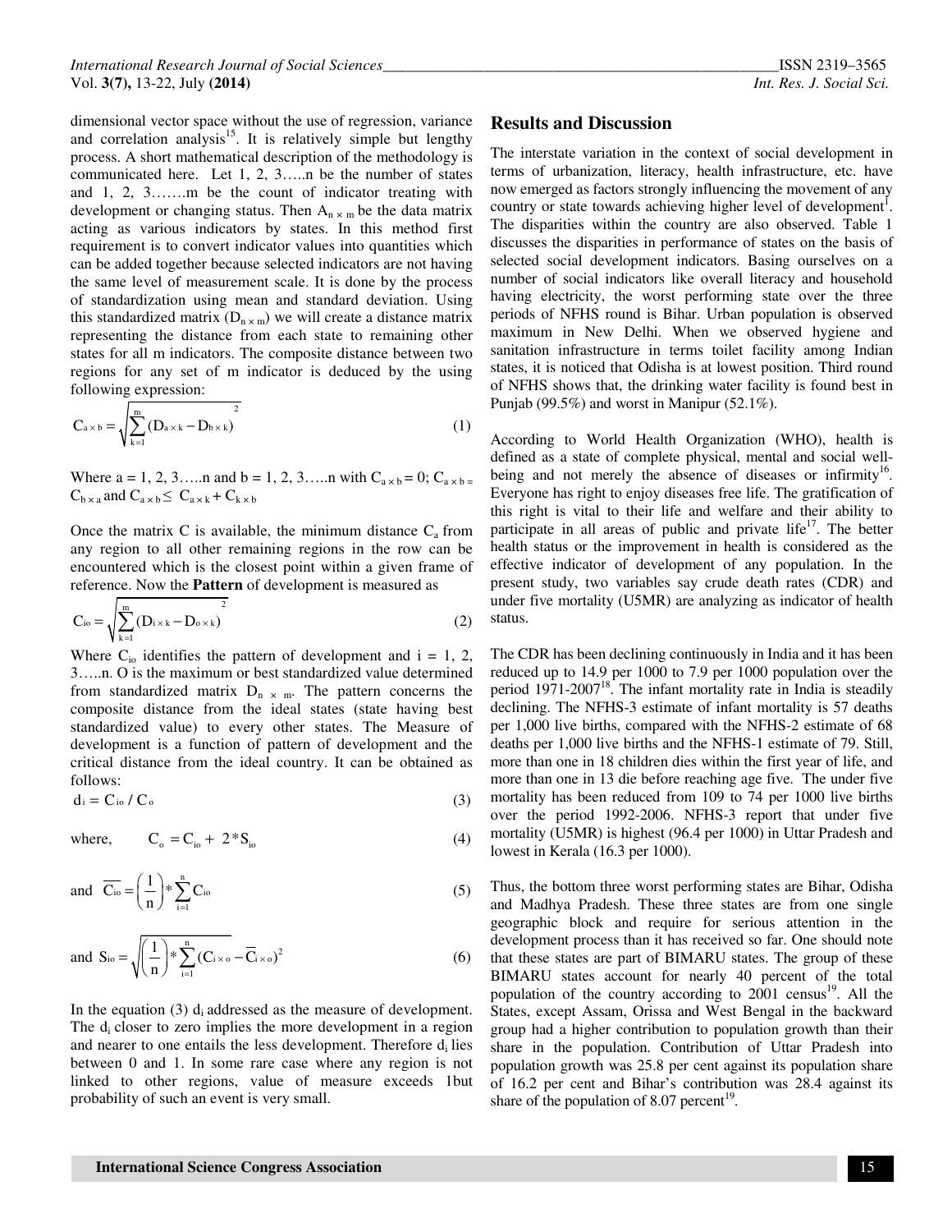dimensional vector space without the use of regression, variance and correlation analysis[15]. It is relatively simple but lengthy process. A short mathematical description of the methodology is communicated here. Let 1, 2, 3…..n be the number of states and 1, 2, 3…….m be the count of indicator treating with development or changing status. Then $A_{n \times m}$ be the data matrix acting as various indicators by states. In this method first requirement is to convert indicator values into quantities which can be added together because selected indicators are not having the same level of measurement scale. It is done by the process of standardization using mean and standard deviation. Using this standardized matrix ($D_{n \times m}$) we will create a distance matrix representing the distance from each state to remaining other states for all m indicators. The composite distance between two regions for any set of m indicator is deduced by the using following expression:

$$C_{a \times b} = \sqrt{\sum_{k=1}^{m} (D_{a \times k} - D_{b \times k})^2} \tag{1}$$

Where a = 1, 2, 3…..n and b = 1, 2, 3…..n with $C_{a \times b} = 0$; $C_{a \times b} = C_{b \times a}$ and $C_{a \times b} \leq C_{a \times k} + C_{k \times b}$

Once the matrix C is available, the minimum distance $C_a$ from any region to all other remaining regions in the row can be encountered which is the closest point within a given frame of reference. Now the **Pattern** of development is measured as

$$C_{io} = \sqrt{\sum_{k=1}^{m} (D_{i \times k} - D_{o \times k})^2} \tag{2}$$

Where $C_{io}$ identifies the pattern of development and i = 1, 2, 3…..n. O is the maximum or best standardized value determined from standardized matrix $D_{n \times m}$. The pattern concerns the composite distance from the ideal states (state having best standardized value) to every other states. The Measure of development is a function of pattern of development and the critical distance from the ideal country. It can be obtained as follows:

$$d_i = C_{io} / C_o \tag{3}$$

$$\text{where,} \quad C_o = C_{io} + 2 * S_{io} \tag{4}$$

$$\text{and} \quad \overline{C_{io}} = \left(\frac{1}{n}\right) * \sum_{i=1}^{n} C_{io} \tag{5}$$

$$\text{and} \quad S_{io} = \sqrt{\left(\frac{1}{n}\right) * \sum_{i=1}^{n} (C_{i \times o} - \overline{C}_{i \times o})^2} \tag{6}$$

In the equation (3) $d_i$ addressed as the measure of development. The $d_i$ closer to zero implies the more development in a region and nearer to one entails the less development. Therefore $d_i$ lies between 0 and 1. In some rare case where any region is not linked to other regions, value of measure exceeds 1but probability of such an event is very small.

## Results and Discussion

The interstate variation in the context of social development in terms of urbanization, literacy, health infrastructure, etc. have now emerged as factors strongly influencing the movement of any country or state towards achieving higher level of development[1]. The disparities within the country are also observed. Table 1 discusses the disparities in performance of states on the basis of selected social development indicators. Basing ourselves on a number of social indicators like overall literacy and household having electricity, the worst performing state over the three periods of NFHS round is Bihar. Urban population is observed maximum in New Delhi. When we observed hygiene and sanitation infrastructure in terms toilet facility among Indian states, it is noticed that Odisha is at lowest position. Third round of NFHS shows that, the drinking water facility is found best in Punjab (99.5%) and worst in Manipur (52.1%).

According to World Health Organization (WHO), health is defined as a state of complete physical, mental and social well-being and not merely the absence of diseases or infirmity[16]. Everyone has right to enjoy diseases free life. The gratification of this right is vital to their life and welfare and their ability to participate in all areas of public and private life[17]. The better health status or the improvement in health is considered as the effective indicator of development of any population. In the present study, two variables say crude death rates (CDR) and under five mortality (U5MR) are analyzing as indicator of health status.

The CDR has been declining continuously in India and it has been reduced up to 14.9 per 1000 to 7.9 per 1000 population over the period 1971-2007[18]. The infant mortality rate in India is steadily declining. The NFHS-3 estimate of infant mortality is 57 deaths per 1,000 live births, compared with the NFHS-2 estimate of 68 deaths per 1,000 live births and the NFHS-1 estimate of 79. Still, more than one in 18 children dies within the first year of life, and more than one in 13 die before reaching age five. The under five mortality has been reduced from 109 to 74 per 1000 live births over the period 1992-2006. NFHS-3 report that under five mortality (U5MR) is highest (96.4 per 1000) in Uttar Pradesh and lowest in Kerala (16.3 per 1000).

Thus, the bottom three worst performing states are Bihar, Odisha and Madhya Pradesh. These three states are from one single geographic block and require for serious attention in the development process than it has received so far. One should note that these states are part of BIMARU states. The group of these BIMARU states account for nearly 40 percent of the total population of the country according to 2001 census[19]. All the States, except Assam, Orissa and West Bengal in the backward group had a higher contribution to population growth than their share in the population. Contribution of Uttar Pradesh into population growth was 25.8 per cent against its population share of 16.2 per cent and Bihar's contribution was 28.4 against its share of the population of 8.07 percent[19].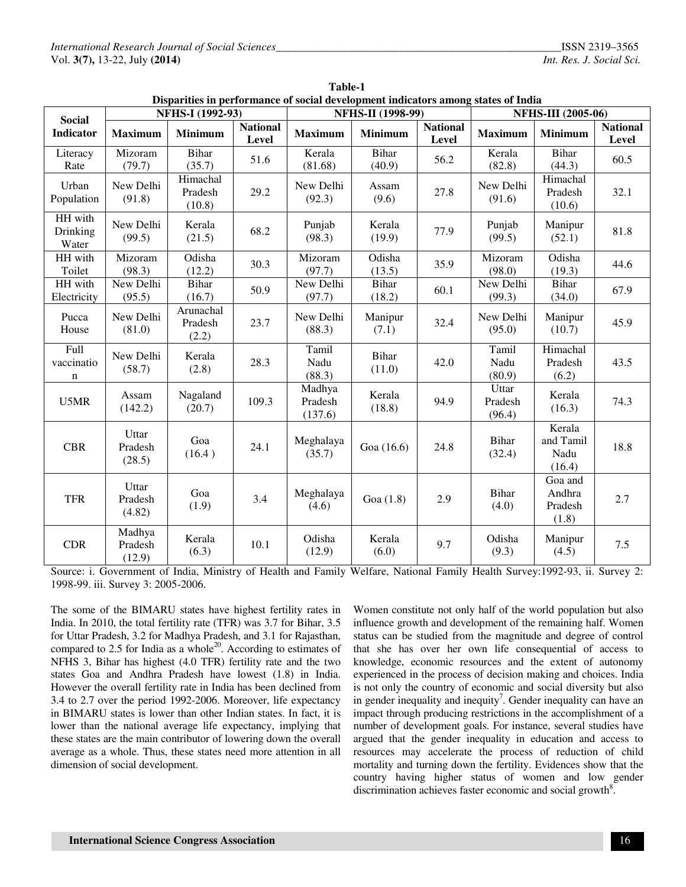**Table-1**
**Disparities in performance of social development indicators among states of India**

| Social Indicator | NFHS-I (1992-93) | | | NFHS-II (1998-99) | | | NFHS-III (2005-06) | | |
|---|---|---|---|---|---|---|---|---|---|
| | Maximum | Minimum | National Level | Maximum | Minimum | National Level | Maximum | Minimum | National Level |
| Literacy Rate | Mizoram (79.7) | Bihar (35.7) | 51.6 | Kerala (81.68) | Bihar (40.9) | 56.2 | Kerala (82.8) | Bihar (44.3) | 60.5 |
| Urban Population | New Delhi (91.8) | Himachal Pradesh (10.8) | 29.2 | New Delhi (92.3) | Assam (9.6) | 27.8 | New Delhi (91.6) | Himachal Pradesh (10.6) | 32.1 |
| HH with Drinking Water | New Delhi (99.5) | Kerala (21.5) | 68.2 | Punjab (98.3) | Kerala (19.9) | 77.9 | Punjab (99.5) | Manipur (52.1) | 81.8 |
| HH with Toilet | Mizoram (98.3) | Odisha (12.2) | 30.3 | Mizoram (97.7) | Odisha (13.5) | 35.9 | Mizoram (98.0) | Odisha (19.3) | 44.6 |
| HH with Electricity | New Delhi (95.5) | Bihar (16.7) | 50.9 | New Delhi (97.7) | Bihar (18.2) | 60.1 | New Delhi (99.3) | Bihar (34.0) | 67.9 |
| Pucca House | New Delhi (81.0) | Arunachal Pradesh (2.2) | 23.7 | New Delhi (88.3) | Manipur (7.1) | 32.4 | New Delhi (95.0) | Manipur (10.7) | 45.9 |
| Full vaccination | New Delhi (58.7) | Kerala (2.8) | 28.3 | Tamil Nadu (88.3) | Bihar (11.0) | 42.0 | Tamil Nadu (80.9) | Himachal Pradesh (6.2) | 43.5 |
| U5MR | Assam (142.2) | Nagaland (20.7) | 109.3 | Madhya Pradesh (137.6) | Kerala (18.8) | 94.9 | Uttar Pradesh (96.4) | Kerala (16.3) | 74.3 |
| CBR | Uttar Pradesh (28.5) | Goa (16.4 ) | 24.1 | Meghalaya (35.7) | Goa (16.6) | 24.8 | Bihar (32.4) | Kerala and Tamil Nadu (16.4) | 18.8 |
| TFR | Uttar Pradesh (4.82) | Goa (1.9) | 3.4 | Meghalaya (4.6) | Goa (1.8) | 2.9 | Bihar (4.0) | Goa and Andhra Pradesh (1.8) | 2.7 |
| CDR | Madhya Pradesh (12.9) | Kerala (6.3) | 10.1 | Odisha (12.9) | Kerala (6.0) | 9.7 | Odisha (9.3) | Manipur (4.5) | 7.5 |

Source: i. Government of India, Ministry of Health and Family Welfare, National Family Health Survey:1992-93, ii. Survey 2: 1998-99. iii. Survey 3: 2005-2006.

The some of the BIMARU states have highest fertility rates in India. In 2010, the total fertility rate (TFR) was 3.7 for Bihar, 3.5 for Uttar Pradesh, 3.2 for Madhya Pradesh, and 3.1 for Rajasthan, compared to 2.5 for India as a whole[20]. According to estimates of NFHS 3, Bihar has highest (4.0 TFR) fertility rate and the two states Goa and Andhra Pradesh have lowest (1.8) in India. However the overall fertility rate in India has been declined from 3.4 to 2.7 over the period 1992-2006. Moreover, life expectancy in BIMARU states is lower than other Indian states. In fact, it is lower than the national average life expectancy, implying that these states are the main contributor of lowering down the overall average as a whole. Thus, these states need more attention in all dimension of social development.

Women constitute not only half of the world population but also influence growth and development of the remaining half. Women status can be studied from the magnitude and degree of control that she has over her own life consequential of access to knowledge, economic resources and the extent of autonomy experienced in the process of decision making and choices. India is not only the country of economic and social diversity but also in gender inequality and inequity[7]. Gender inequality can have an impact through producing restrictions in the accomplishment of a number of development goals. For instance, several studies have argued that the gender inequality in education and access to resources may accelerate the process of reduction of child mortality and turning down the fertility. Evidences show that the country having higher status of women and low gender discrimination achieves faster economic and social growth[8].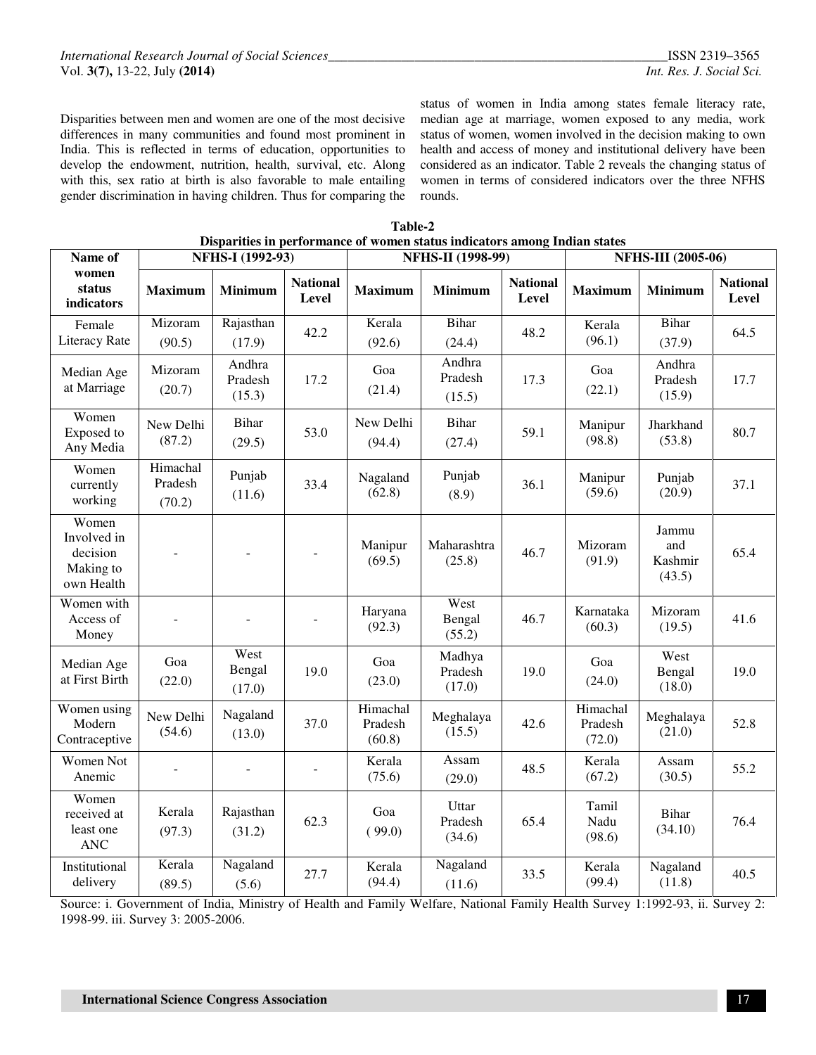Disparities between men and women are one of the most decisive differences in many communities and found most prominent in India. This is reflected in terms of education, opportunities to develop the endowment, nutrition, health, survival, etc. Along with this, sex ratio at birth is also favorable to male entailing gender discrimination in having children. Thus for comparing the status of women in India among states female literacy rate, median age at marriage, women exposed to any media, work status of women, women involved in the decision making to own health and access of money and institutional delivery have been considered as an indicator. Table 2 reveals the changing status of women in terms of considered indicators over the three NFHS rounds.

**Table-2**
**Disparities in performance of women status indicators among Indian states**

| Name of women status indicators | NFHS-I (1992-93) | | | NFHS-II (1998-99) | | | NFHS-III (2005-06) | | |
|---|---|---|---|---|---|---|---|---|---|
| | **Maximum** | **Minimum** | **National Level** | **Maximum** | **Minimum** | **National Level** | **Maximum** | **Minimum** | **National Level** |
| Female Literacy Rate | Mizoram (90.5) | Rajasthan (17.9) | 42.2 | Kerala (92.6) | Bihar (24.4) | 48.2 | Kerala (96.1) | Bihar (37.9) | 64.5 |
| Median Age at Marriage | Mizoram (20.7) | Andhra Pradesh (15.3) | 17.2 | Goa (21.4) | Andhra Pradesh (15.5) | 17.3 | Goa (22.1) | Andhra Pradesh (15.9) | 17.7 |
| Women Exposed to Any Media | New Delhi (87.2) | Bihar (29.5) | 53.0 | New Delhi (94.4) | Bihar (27.4) | 59.1 | Manipur (98.8) | Jharkhand (53.8) | 80.7 |
| Women currently working | Himachal Pradesh (70.2) | Punjab (11.6) | 33.4 | Nagaland (62.8) | Punjab (8.9) | 36.1 | Manipur (59.6) | Punjab (20.9) | 37.1 |
| Women Involved in decision Making to own Health | - | - | - | Manipur (69.5) | Maharashtra (25.8) | 46.7 | Mizoram (91.9) | Jammu and Kashmir (43.5) | 65.4 |
| Women with Access of Money | - | - | - | Haryana (92.3) | West Bengal (55.2) | 46.7 | Karnataka (60.3) | Mizoram (19.5) | 41.6 |
| Median Age at First Birth | Goa (22.0) | West Bengal (17.0) | 19.0 | Goa (23.0) | Madhya Pradesh (17.0) | 19.0 | Goa (24.0) | West Bengal (18.0) | 19.0 |
| Women using Modern Contraceptive | New Delhi (54.6) | Nagaland (13.0) | 37.0 | Himachal Pradesh (60.8) | Meghalaya (15.5) | 42.6 | Himachal Pradesh (72.0) | Meghalaya (21.0) | 52.8 |
| Women Not Anemic | - | - | - | Kerala (75.6) | Assam (29.0) | 48.5 | Kerala (67.2) | Assam (30.5) | 55.2 |
| Women received at least one ANC | Kerala (97.3) | Rajasthan (31.2) | 62.3 | Goa ( 99.0) | Uttar Pradesh (34.6) | 65.4 | Tamil Nadu (98.6) | Bihar (34.10) | 76.4 |
| Institutional delivery | Kerala (89.5) | Nagaland (5.6) | 27.7 | Kerala (94.4) | Nagaland (11.6) | 33.5 | Kerala (99.4) | Nagaland (11.8) | 40.5 |

Source: i. Government of India, Ministry of Health and Family Welfare, National Family Health Survey 1:1992-93, ii. Survey 2: 1998-99. iii. Survey 3: 2005-2006.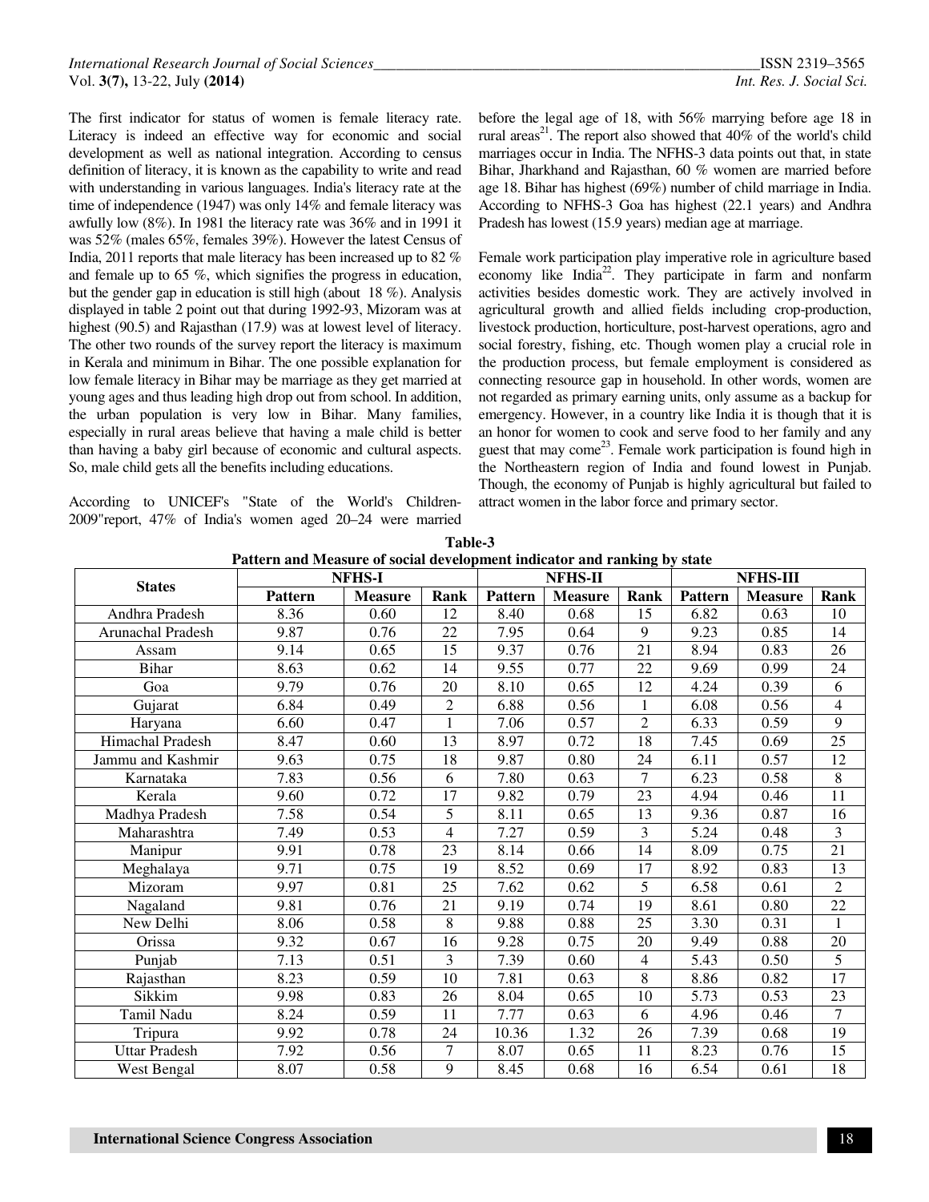The first indicator for status of women is female literacy rate. Literacy is indeed an effective way for economic and social development as well as national integration. According to census definition of literacy, it is known as the capability to write and read with understanding in various languages. India's literacy rate at the time of independence (1947) was only 14% and female literacy was awfully low (8%). In 1981 the literacy rate was 36% and in 1991 it was 52% (males 65%, females 39%). However the latest Census of India, 2011 reports that male literacy has been increased up to 82 % and female up to 65 %, which signifies the progress in education, but the gender gap in education is still high (about 18 %). Analysis displayed in table 2 point out that during 1992-93, Mizoram was at highest (90.5) and Rajasthan (17.9) was at lowest level of literacy. The other two rounds of the survey report the literacy is maximum in Kerala and minimum in Bihar. The one possible explanation for low female literacy in Bihar may be marriage as they get married at young ages and thus leading high drop out from school. In addition, the urban population is very low in Bihar. Many families, especially in rural areas believe that having a male child is better than having a baby girl because of economic and cultural aspects. So, male child gets all the benefits including educations.

According to UNICEF's "State of the World's Children-2009"report, 47% of India's women aged 20–24 were married before the legal age of 18, with 56% marrying before age 18 in rural areas[21]. The report also showed that 40% of the world's child marriages occur in India. The NFHS-3 data points out that, in state Bihar, Jharkhand and Rajasthan, 60 % women are married before age 18. Bihar has highest (69%) number of child marriage in India. According to NFHS-3 Goa has highest (22.1 years) and Andhra Pradesh has lowest (15.9 years) median age at marriage.

Female work participation play imperative role in agriculture based economy like India[22]. They participate in farm and nonfarm activities besides domestic work. They are actively involved in agricultural growth and allied fields including crop-production, livestock production, horticulture, post-harvest operations, agro and social forestry, fishing, etc. Though women play a crucial role in the production process, but female employment is considered as connecting resource gap in household. In other words, women are not regarded as primary earning units, only assume as a backup for emergency. However, in a country like India it is though that it is an honor for women to cook and serve food to her family and any guest that may come[23]. Female work participation is found high in the Northeastern region of India and found lowest in Punjab. Though, the economy of Punjab is highly agricultural but failed to attract women in the labor force and primary sector.

**Table-3**
**Pattern and Measure of social development indicator and ranking by state**

| States | NFHS-I | | | NFHS-II | | | NFHS-III | | |
|---|---|---|---|---|---|---|---|---|---|
| | Pattern | Measure | Rank | Pattern | Measure | Rank | Pattern | Measure | Rank |
| Andhra Pradesh | 8.36 | 0.60 | 12 | 8.40 | 0.68 | 15 | 6.82 | 0.63 | 10 |
| Arunachal Pradesh | 9.87 | 0.76 | 22 | 7.95 | 0.64 | 9 | 9.23 | 0.85 | 14 |
| Assam | 9.14 | 0.65 | 15 | 9.37 | 0.76 | 21 | 8.94 | 0.83 | 26 |
| Bihar | 8.63 | 0.62 | 14 | 9.55 | 0.77 | 22 | 9.69 | 0.99 | 24 |
| Goa | 9.79 | 0.76 | 20 | 8.10 | 0.65 | 12 | 4.24 | 0.39 | 6 |
| Gujarat | 6.84 | 0.49 | 2 | 6.88 | 0.56 | 1 | 6.08 | 0.56 | 4 |
| Haryana | 6.60 | 0.47 | 1 | 7.06 | 0.57 | 2 | 6.33 | 0.59 | 9 |
| Himachal Pradesh | 8.47 | 0.60 | 13 | 8.97 | 0.72 | 18 | 7.45 | 0.69 | 25 |
| Jammu and Kashmir | 9.63 | 0.75 | 18 | 9.87 | 0.80 | 24 | 6.11 | 0.57 | 12 |
| Karnataka | 7.83 | 0.56 | 6 | 7.80 | 0.63 | 7 | 6.23 | 0.58 | 8 |
| Kerala | 9.60 | 0.72 | 17 | 9.82 | 0.79 | 23 | 4.94 | 0.46 | 11 |
| Madhya Pradesh | 7.58 | 0.54 | 5 | 8.11 | 0.65 | 13 | 9.36 | 0.87 | 16 |
| Maharashtra | 7.49 | 0.53 | 4 | 7.27 | 0.59 | 3 | 5.24 | 0.48 | 3 |
| Manipur | 9.91 | 0.78 | 23 | 8.14 | 0.66 | 14 | 8.09 | 0.75 | 21 |
| Meghalaya | 9.71 | 0.75 | 19 | 8.52 | 0.69 | 17 | 8.92 | 0.83 | 13 |
| Mizoram | 9.97 | 0.81 | 25 | 7.62 | 0.62 | 5 | 6.58 | 0.61 | 2 |
| Nagaland | 9.81 | 0.76 | 21 | 9.19 | 0.74 | 19 | 8.61 | 0.80 | 22 |
| New Delhi | 8.06 | 0.58 | 8 | 9.88 | 0.88 | 25 | 3.30 | 0.31 | 1 |
| Orissa | 9.32 | 0.67 | 16 | 9.28 | 0.75 | 20 | 9.49 | 0.88 | 20 |
| Punjab | 7.13 | 0.51 | 3 | 7.39 | 0.60 | 4 | 5.43 | 0.50 | 5 |
| Rajasthan | 8.23 | 0.59 | 10 | 7.81 | 0.63 | 8 | 8.86 | 0.82 | 17 |
| Sikkim | 9.98 | 0.83 | 26 | 8.04 | 0.65 | 10 | 5.73 | 0.53 | 23 |
| Tamil Nadu | 8.24 | 0.59 | 11 | 7.77 | 0.63 | 6 | 4.96 | 0.46 | 7 |
| Tripura | 9.92 | 0.78 | 24 | 10.36 | 1.32 | 26 | 7.39 | 0.68 | 19 |
| Uttar Pradesh | 7.92 | 0.56 | 7 | 8.07 | 0.65 | 11 | 8.23 | 0.76 | 15 |
| West Bengal | 8.07 | 0.58 | 9 | 8.45 | 0.68 | 16 | 6.54 | 0.61 | 18 |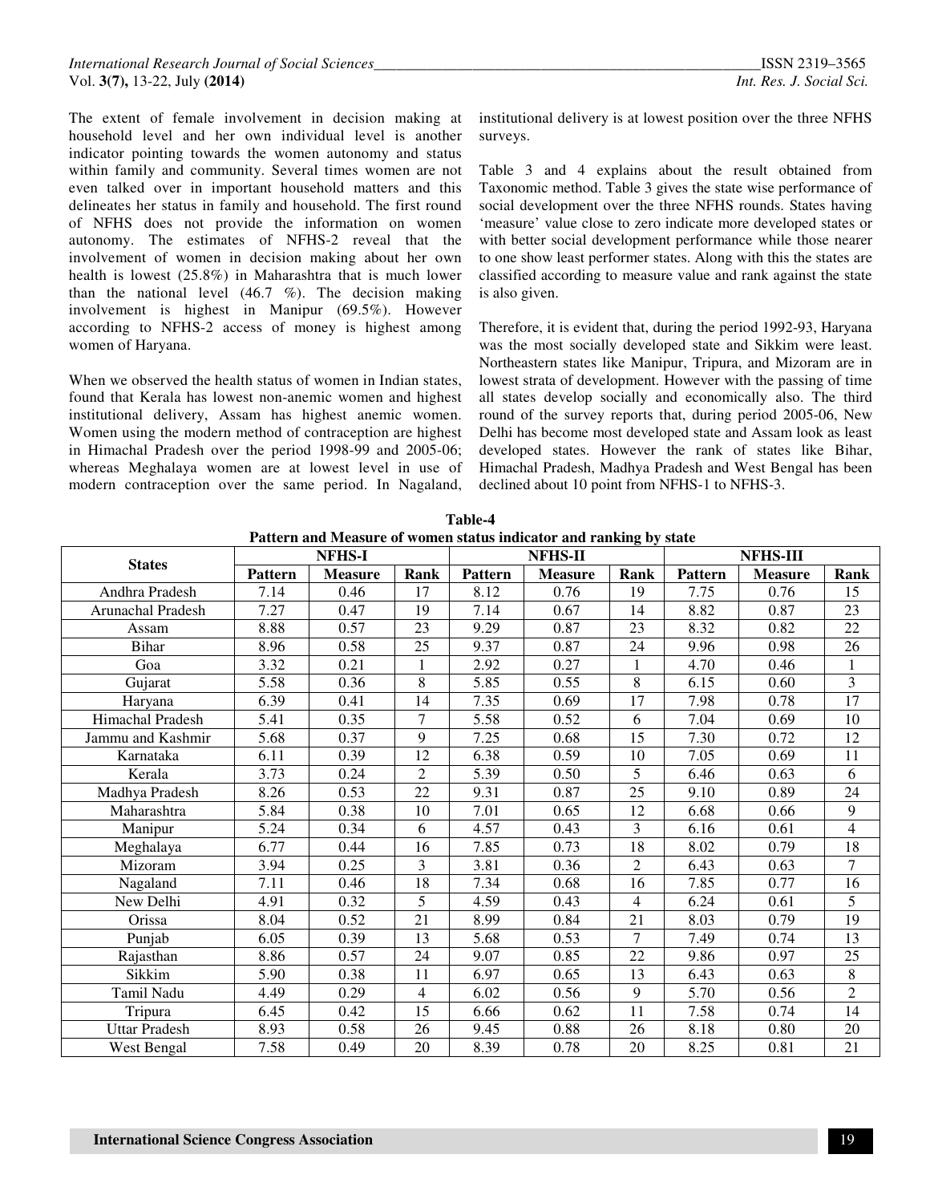The extent of female involvement in decision making at household level and her own individual level is another indicator pointing towards the women autonomy and status within family and community. Several times women are not even talked over in important household matters and this delineates her status in family and household. The first round of NFHS does not provide the information on women autonomy. The estimates of NFHS-2 reveal that the involvement of women in decision making about her own health is lowest (25.8%) in Maharashtra that is much lower than the national level (46.7 %). The decision making involvement is highest in Manipur (69.5%). However according to NFHS-2 access of money is highest among women of Haryana.

When we observed the health status of women in Indian states, found that Kerala has lowest non-anemic women and highest institutional delivery, Assam has highest anemic women. Women using the modern method of contraception are highest in Himachal Pradesh over the period 1998-99 and 2005-06; whereas Meghalaya women are at lowest level in use of modern contraception over the same period. In Nagaland, institutional delivery is at lowest position over the three NFHS surveys.

Table 3 and 4 explains about the result obtained from Taxonomic method. Table 3 gives the state wise performance of social development over the three NFHS rounds. States having 'measure' value close to zero indicate more developed states or with better social development performance while those nearer to one show least performer states. Along with this the states are classified according to measure value and rank against the state is also given.

Therefore, it is evident that, during the period 1992-93, Haryana was the most socially developed state and Sikkim were least. Northeastern states like Manipur, Tripura, and Mizoram are in lowest strata of development. However with the passing of time all states develop socially and economically also. The third round of the survey reports that, during period 2005-06, New Delhi has become most developed state and Assam look as least developed states. However the rank of states like Bihar, Himachal Pradesh, Madhya Pradesh and West Bengal has been declined about 10 point from NFHS-1 to NFHS-3.

**Table-4**
**Pattern and Measure of women status indicator and ranking by state**

| States | NFHS-I | | | NFHS-II | | | NFHS-III | | |
|---|---|---|---|---|---|---|---|---|---|
| | Pattern | Measure | Rank | Pattern | Measure | Rank | Pattern | Measure | Rank |
| Andhra Pradesh | 7.14 | 0.46 | 17 | 8.12 | 0.76 | 19 | 7.75 | 0.76 | 15 |
| Arunachal Pradesh | 7.27 | 0.47 | 19 | 7.14 | 0.67 | 14 | 8.82 | 0.87 | 23 |
| Assam | 8.88 | 0.57 | 23 | 9.29 | 0.87 | 23 | 8.32 | 0.82 | 22 |
| Bihar | 8.96 | 0.58 | 25 | 9.37 | 0.87 | 24 | 9.96 | 0.98 | 26 |
| Goa | 3.32 | 0.21 | 1 | 2.92 | 0.27 | 1 | 4.70 | 0.46 | 1 |
| Gujarat | 5.58 | 0.36 | 8 | 5.85 | 0.55 | 8 | 6.15 | 0.60 | 3 |
| Haryana | 6.39 | 0.41 | 14 | 7.35 | 0.69 | 17 | 7.98 | 0.78 | 17 |
| Himachal Pradesh | 5.41 | 0.35 | 7 | 5.58 | 0.52 | 6 | 7.04 | 0.69 | 10 |
| Jammu and Kashmir | 5.68 | 0.37 | 9 | 7.25 | 0.68 | 15 | 7.30 | 0.72 | 12 |
| Karnataka | 6.11 | 0.39 | 12 | 6.38 | 0.59 | 10 | 7.05 | 0.69 | 11 |
| Kerala | 3.73 | 0.24 | 2 | 5.39 | 0.50 | 5 | 6.46 | 0.63 | 6 |
| Madhya Pradesh | 8.26 | 0.53 | 22 | 9.31 | 0.87 | 25 | 9.10 | 0.89 | 24 |
| Maharashtra | 5.84 | 0.38 | 10 | 7.01 | 0.65 | 12 | 6.68 | 0.66 | 9 |
| Manipur | 5.24 | 0.34 | 6 | 4.57 | 0.43 | 3 | 6.16 | 0.61 | 4 |
| Meghalaya | 6.77 | 0.44 | 16 | 7.85 | 0.73 | 18 | 8.02 | 0.79 | 18 |
| Mizoram | 3.94 | 0.25 | 3 | 3.81 | 0.36 | 2 | 6.43 | 0.63 | 7 |
| Nagaland | 7.11 | 0.46 | 18 | 7.34 | 0.68 | 16 | 7.85 | 0.77 | 16 |
| New Delhi | 4.91 | 0.32 | 5 | 4.59 | 0.43 | 4 | 6.24 | 0.61 | 5 |
| Orissa | 8.04 | 0.52 | 21 | 8.99 | 0.84 | 21 | 8.03 | 0.79 | 19 |
| Punjab | 6.05 | 0.39 | 13 | 5.68 | 0.53 | 7 | 7.49 | 0.74 | 13 |
| Rajasthan | 8.86 | 0.57 | 24 | 9.07 | 0.85 | 22 | 9.86 | 0.97 | 25 |
| Sikkim | 5.90 | 0.38 | 11 | 6.97 | 0.65 | 13 | 6.43 | 0.63 | 8 |
| Tamil Nadu | 4.49 | 0.29 | 4 | 6.02 | 0.56 | 9 | 5.70 | 0.56 | 2 |
| Tripura | 6.45 | 0.42 | 15 | 6.66 | 0.62 | 11 | 7.58 | 0.74 | 14 |
| Uttar Pradesh | 8.93 | 0.58 | 26 | 9.45 | 0.88 | 26 | 8.18 | 0.80 | 20 |
| West Bengal | 7.58 | 0.49 | 20 | 8.39 | 0.78 | 20 | 8.25 | 0.81 | 21 |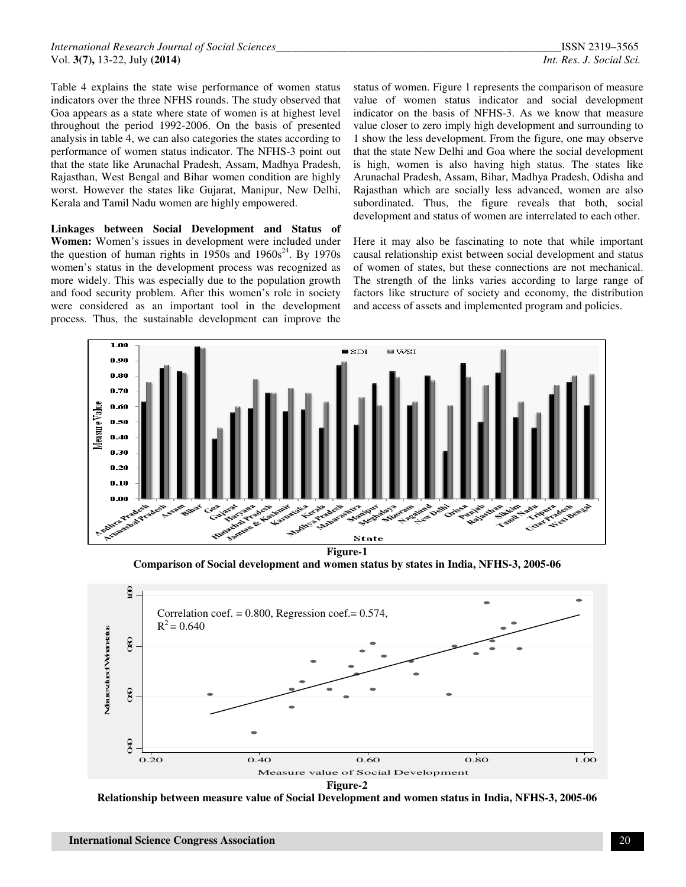Table 4 explains the state wise performance of women status indicators over the three NFHS rounds. The study observed that Goa appears as a state where state of women is at highest level throughout the period 1992-2006. On the basis of presented analysis in table 4, we can also categories the states according to performance of women status indicator. The NFHS-3 point out that the state like Arunachal Pradesh, Assam, Madhya Pradesh, Rajasthan, West Bengal and Bihar women condition are highly worst. However the states like Gujarat, Manipur, New Delhi, Kerala and Tamil Nadu women are highly empowered.

**Linkages between Social Development and Status of Women:** Women's issues in development were included under the question of human rights in 1950s and 1960s[24]. By 1970s women's status in the development process was recognized as more widely. This was especially due to the population growth and food security problem. After this women's role in society were considered as an important tool in the development process. Thus, the sustainable development can improve the status of women. Figure 1 represents the comparison of measure value of women status indicator and social development indicator on the basis of NFHS-3. As we know that measure value closer to zero imply high development and surrounding to 1 show the less development. From the figure, one may observe that the state New Delhi and Goa where the social development is high, women is also having high status. The states like Arunachal Pradesh, Assam, Bihar, Madhya Pradesh, Odisha and Rajasthan which are socially less advanced, women are also subordinated. Thus, the figure reveals that both, social development and status of women are interrelated to each other.

Here it may also be fascinating to note that while important causal relationship exist between social development and status of women of states, but these connections are not mechanical. The strength of the links varies according to large range of factors like structure of society and economy, the distribution and access of assets and implemented program and policies.

**Figure-1**

**Comparison of Social development and women status by states in India, NFHS-3, 2005-06**

**Figure-2**

**Relationship between measure value of Social Development and women status in India, NFHS-3, 2005-06**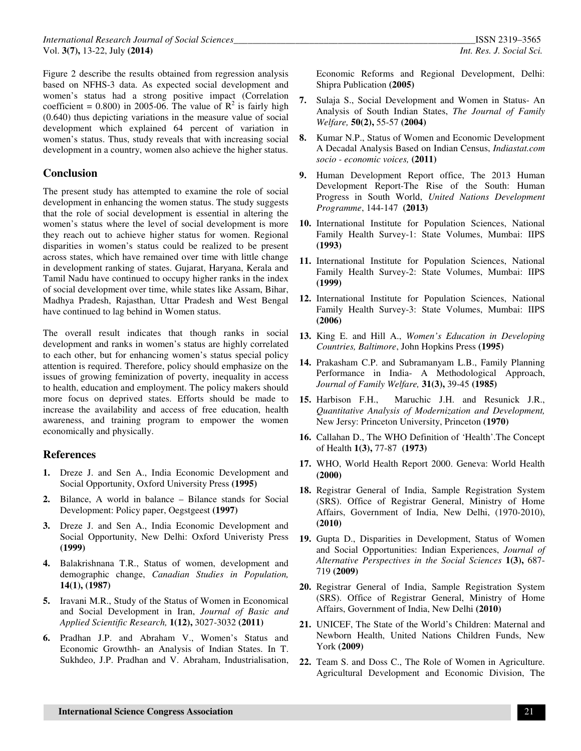Figure 2 describe the results obtained from regression analysis based on NFHS-3 data. As expected social development and women's status had a strong positive impact (Correlation coefficient = 0.800) in 2005-06. The value of $R^2$ is fairly high (0.640) thus depicting variations in the measure value of social development which explained 64 percent of variation in women's status. Thus, study reveals that with increasing social development in a country, women also achieve the higher status.

## Conclusion

The present study has attempted to examine the role of social development in enhancing the women status. The study suggests that the role of social development is essential in altering the women's status where the level of social development is more they reach out to achieve higher status for women. Regional disparities in women's status could be realized to be present across states, which have remained over time with little change in development ranking of states. Gujarat, Haryana, Kerala and Tamil Nadu have continued to occupy higher ranks in the index of social development over time, while states like Assam, Bihar, Madhya Pradesh, Rajasthan, Uttar Pradesh and West Bengal have continued to lag behind in Women status.

The overall result indicates that though ranks in social development and ranks in women's status are highly correlated to each other, but for enhancing women's status special policy attention is required. Therefore, policy should emphasize on the issues of growing feminization of poverty, inequality in access to health, education and employment. The policy makers should more focus on deprived states. Efforts should be made to increase the availability and access of free education, health awareness, and training program to empower the women economically and physically.

## References

1. Dreze J. and Sen A., India Economic Development and Social Opportunity, Oxford University Press **(1995)**
2. Bilance, A world in balance – Bilance stands for Social Development: Policy paper, Oegstgeest **(1997)**
3. Dreze J. and Sen A., India Economic Development and Social Opportunity, New Delhi: Oxford Univeristy Press **(1999)**
4. Balakrishnana T.R., Status of women, development and demographic change, *Canadian Studies in Population,* **14(1), (1987)**
5. Iravani M.R., Study of the Status of Women in Economical and Social Development in Iran, *Journal of Basic and Applied Scientific Research,* **1(12),** 3027-3032 **(2011)**
6. Pradhan J.P. and Abraham V., Women's Status and Economic Growthh- an Analysis of Indian States. In T. Sukhdeo, J.P. Pradhan and V. Abraham, Industrialisation, Economic Reforms and Regional Development, Delhi: Shipra Publication **(2005)**
7. Sulaja S., Social Development and Women in Status- An Analysis of South Indian States, *The Journal of Family Welfare,* **50(2),** 55-57 **(2004)**
8. Kumar N.P., Status of Women and Economic Development A Decadal Analysis Based on Indian Census, *Indiastat.com socio - economic voices,* **(2011)**
9. Human Development Report office, The 2013 Human Development Report-The Rise of the South: Human Progress in South World, *United Nations Development Programme*, 144-147 **(2013)**
10. International Institute for Population Sciences, National Family Health Survey-1: State Volumes, Mumbai: IIPS **(1993)**
11. International Institute for Population Sciences, National Family Health Survey-2: State Volumes, Mumbai: IIPS **(1999)**
12. International Institute for Population Sciences, National Family Health Survey-3: State Volumes, Mumbai: IIPS **(2006)**
13. King E. and Hill A., *Women's Education in Developing Countries, Baltimore*, John Hopkins Press **(1995)**
14. Prakasham C.P. and Subramanyam L.B., Family Planning Performance in India- A Methodological Approach, *Journal of Family Welfare,* **31(3),** 39-45 **(1985)**
15. Harbison F.H., Maruchic J.H. and Resunick J.R., *Quantitative Analysis of Modernization and Development,* New Jersy: Princeton University, Princeton **(1970)**
16. Callahan D., The WHO Definition of 'Health'.The Concept of Health **1(3),** 77-87 **(1973)**
17. WHO, World Health Report 2000. Geneva: World Health **(2000)**
18. Registrar General of India, Sample Registration System (SRS). Office of Registrar General, Ministry of Home Affairs, Government of India, New Delhi, (1970-2010), **(2010)**
19. Gupta D., Disparities in Development, Status of Women and Social Opportunities: Indian Experiences, *Journal of Alternative Perspectives in the Social Sciences* **1(3),** 687-719 **(2009)**
20. Registrar General of India, Sample Registration System (SRS). Office of Registrar General, Ministry of Home Affairs, Government of India, New Delhi **(2010)**
21. UNICEF, The State of the World's Children: Maternal and Newborn Health, United Nations Children Funds, New York **(2009)**
22. Team S. and Doss C., The Role of Women in Agriculture. Agricultural Development and Economic Division, The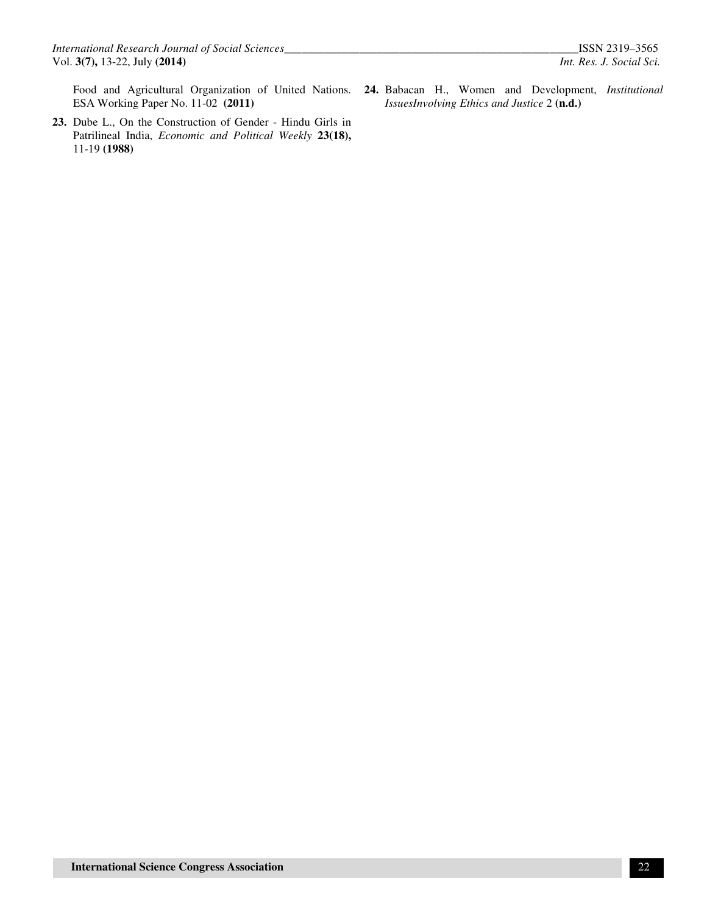Food and Agricultural Organization of United Nations. ESA Working Paper No. 11-02 **(2011)**

**23.** Dube L., On the Construction of Gender - Hindu Girls in Patrilineal India, *Economic and Political Weekly* **23(18),** 11-19 **(1988)**

**24.** Babacan H., Women and Development, *Institutional IssuesInvolving Ethics and Justice* 2 **(n.d.)**